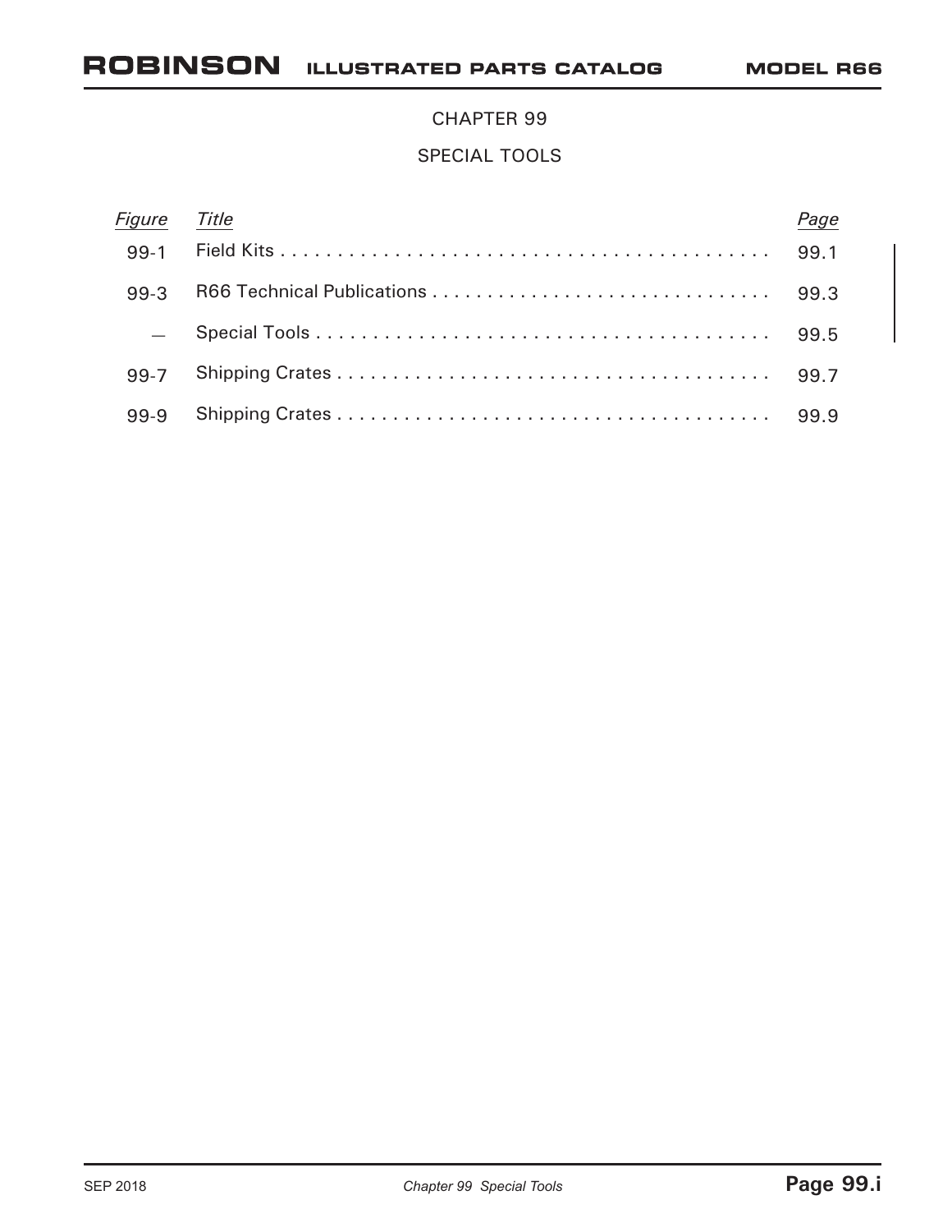# CHAPTER 99

## SPECIAL TOOLS

| *Figure* | *Title* | *Page* |
| --- | --- | --- |
| 99-1 | Field Kits | 99.1 |
| 99-3 | R66 Technical Publications | 99.3 |
| — | Special Tools | 99.5 |
| 99-7 | Shipping Crates | 99.7 |
| 99-9 | Shipping Crates | 99.9 |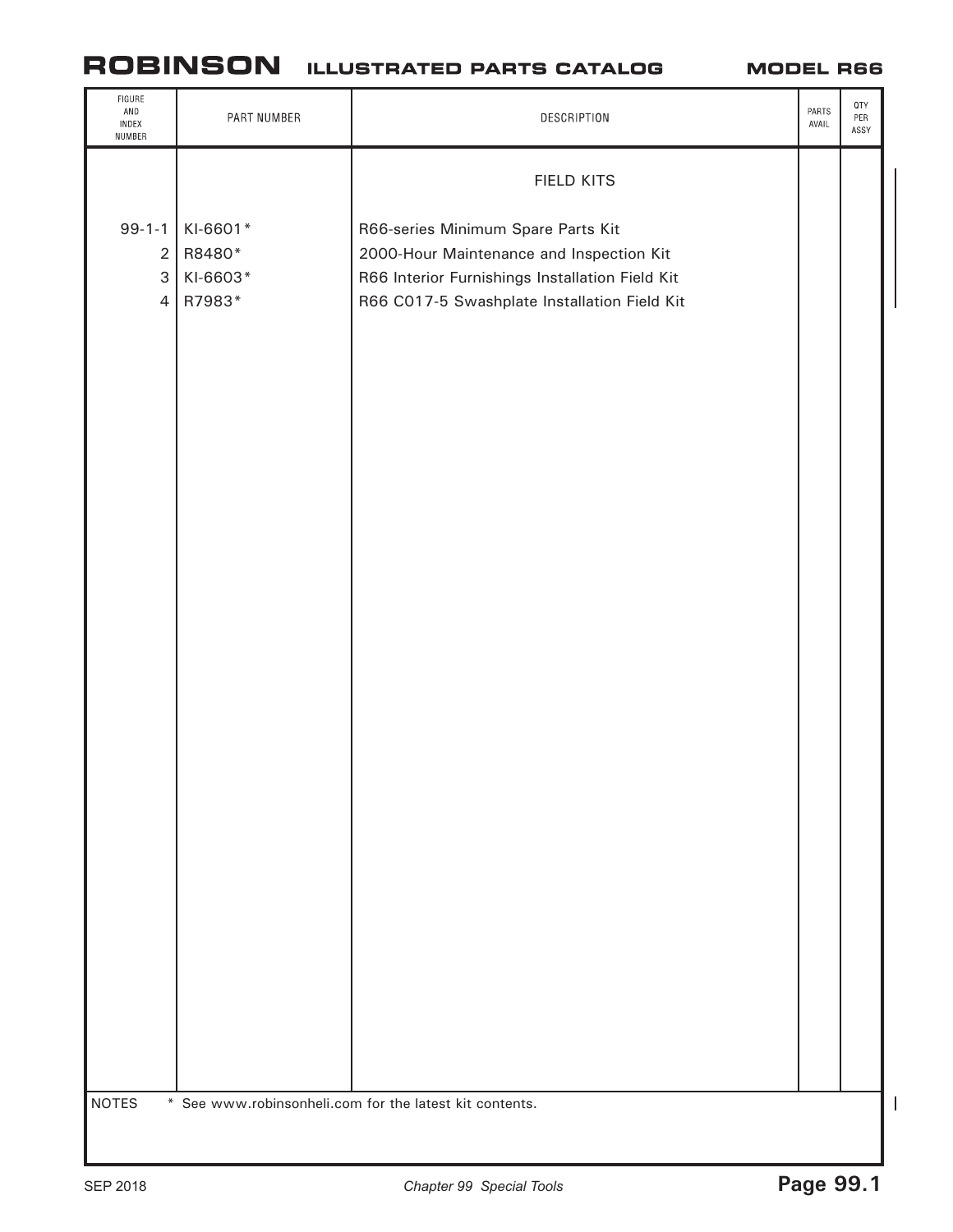| FIGURE AND INDEX NUMBER | PART NUMBER | DESCRIPTION | PARTS AVAIL | QTY PER ASSY |
|---|---|---|---|---|
| | | FIELD KITS | | |
| 99-1-1 | KI-6601* | R66-series Minimum Spare Parts Kit | | |
| 2 | R8480* | 2000-Hour Maintenance and Inspection Kit | | |
| 3 | KI-6603* | R66 Interior Furnishings Installation Field Kit | | |
| 4 | R7983* | R66 C017-5 Swashplate Installation Field Kit | | |

NOTES * See www.robinsonheli.com for the latest kit contents.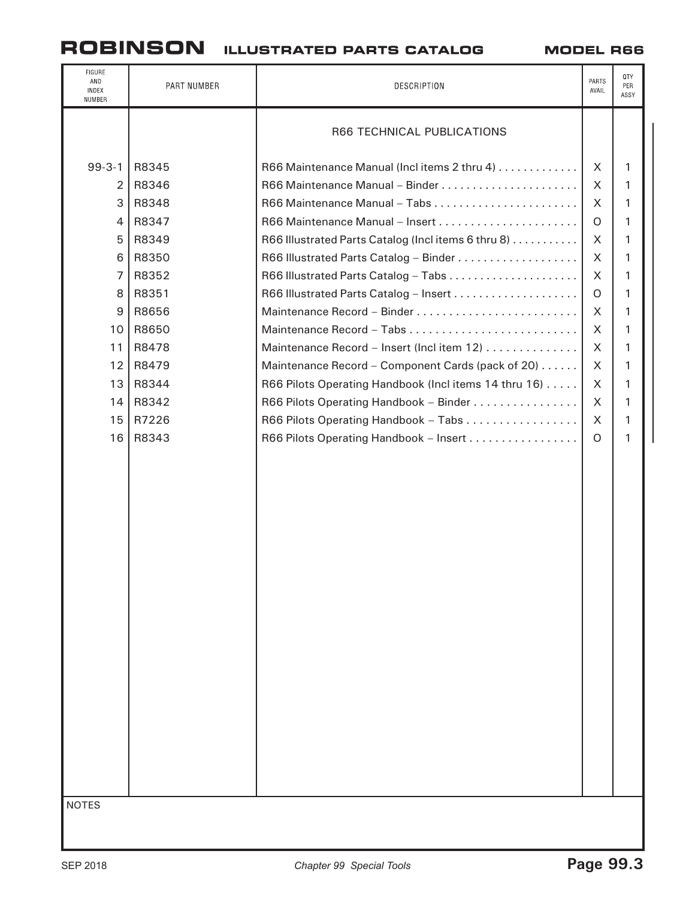| FIGURE AND INDEX NUMBER | PART NUMBER | DESCRIPTION | PARTS AVAIL | QTY PER ASSY |
|---|---|---|---|---|
| | | R66 TECHNICAL PUBLICATIONS | | |
| 99-3-1 | R8345 | R66 Maintenance Manual (Incl items 2 thru 4) | X | 1 |
| 2 | R8346 | R66 Maintenance Manual – Binder | X | 1 |
| 3 | R8348 | R66 Maintenance Manual – Tabs | X | 1 |
| 4 | R8347 | R66 Maintenance Manual – Insert | O | 1 |
| 5 | R8349 | R66 Illustrated Parts Catalog (Incl items 6 thru 8) | X | 1 |
| 6 | R8350 | R66 Illustrated Parts Catalog – Binder | X | 1 |
| 7 | R8352 | R66 Illustrated Parts Catalog – Tabs | X | 1 |
| 8 | R8351 | R66 Illustrated Parts Catalog – Insert | O | 1 |
| 9 | R8656 | Maintenance Record – Binder | X | 1 |
| 10 | R8650 | Maintenance Record – Tabs | X | 1 |
| 11 | R8478 | Maintenance Record – Insert (Incl item 12) | X | 1 |
| 12 | R8479 | Maintenance Record – Component Cards (pack of 20) | X | 1 |
| 13 | R8344 | R66 Pilots Operating Handbook (Incl items 14 thru 16) | X | 1 |
| 14 | R8342 | R66 Pilots Operating Handbook – Binder | X | 1 |
| 15 | R7226 | R66 Pilots Operating Handbook – Tabs | X | 1 |
| 16 | R8343 | R66 Pilots Operating Handbook – Insert | O | 1 |

NOTES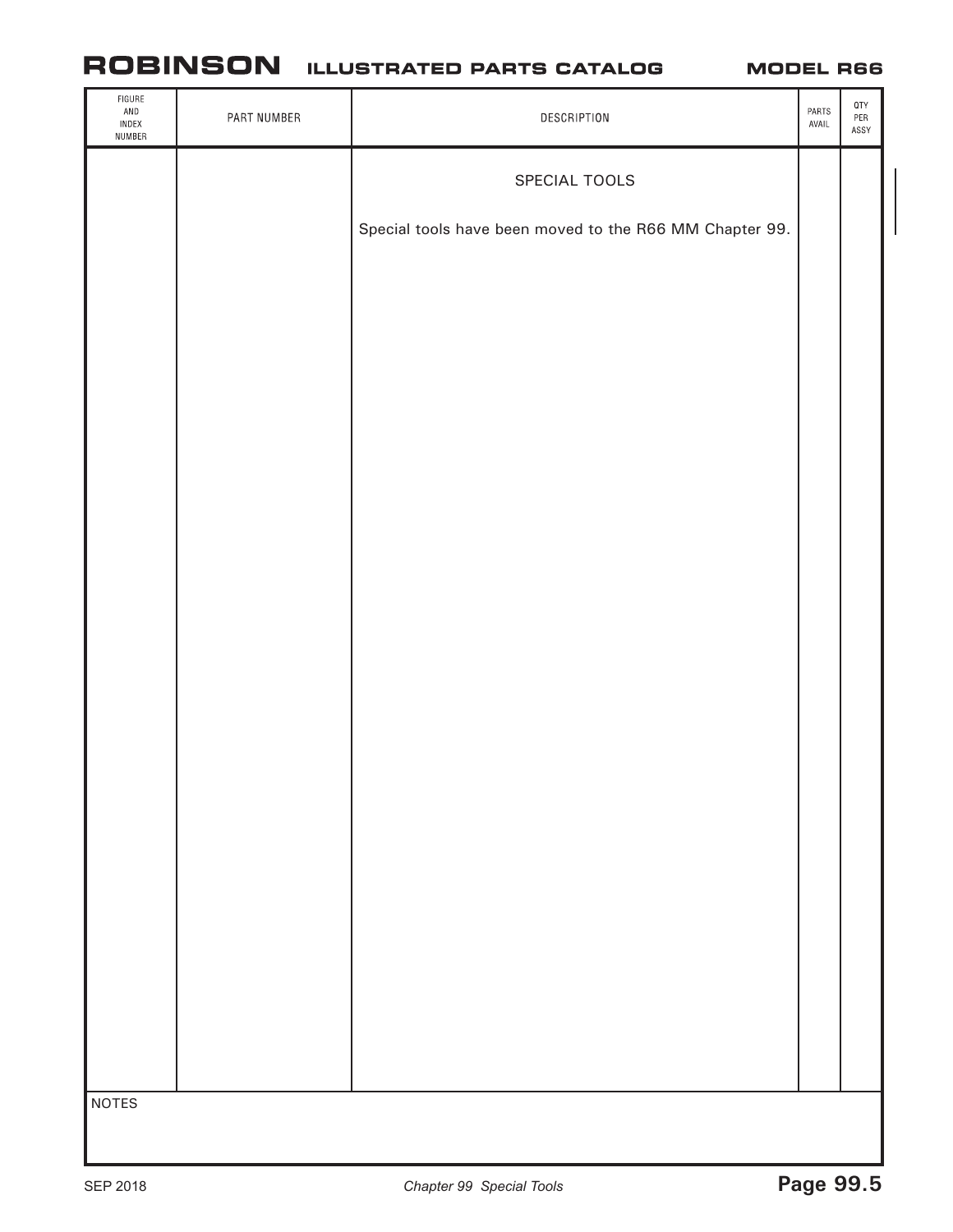| FIGURE AND INDEX NUMBER | PART NUMBER | DESCRIPTION | PARTS AVAIL | QTY PER ASSY |
|---|---|---|---|---|
| | | SPECIAL TOOLS | | |
| | | Special tools have been moved to the R66 MM Chapter 99. | | |

NOTES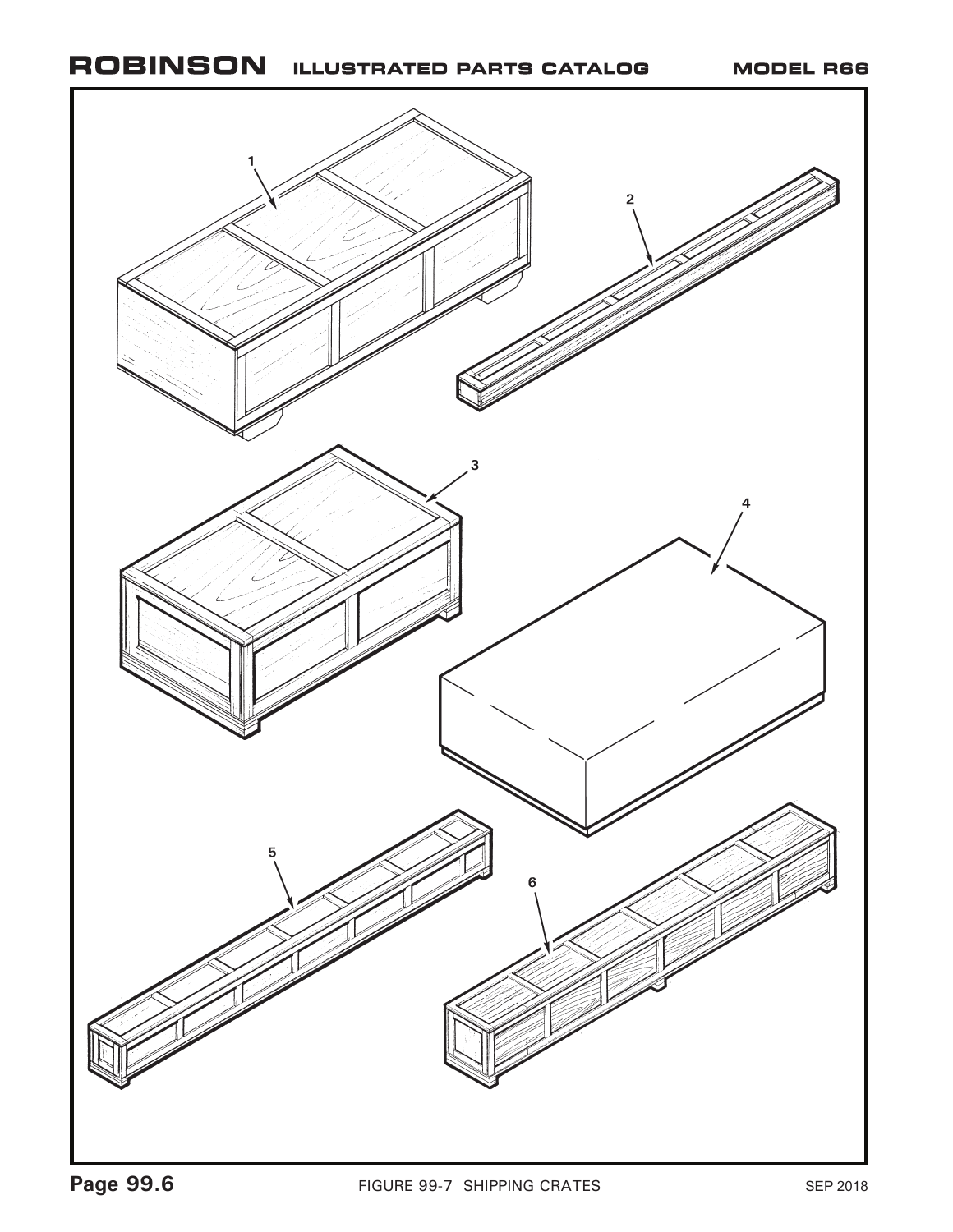FIGURE 99-7 SHIPPING CRATES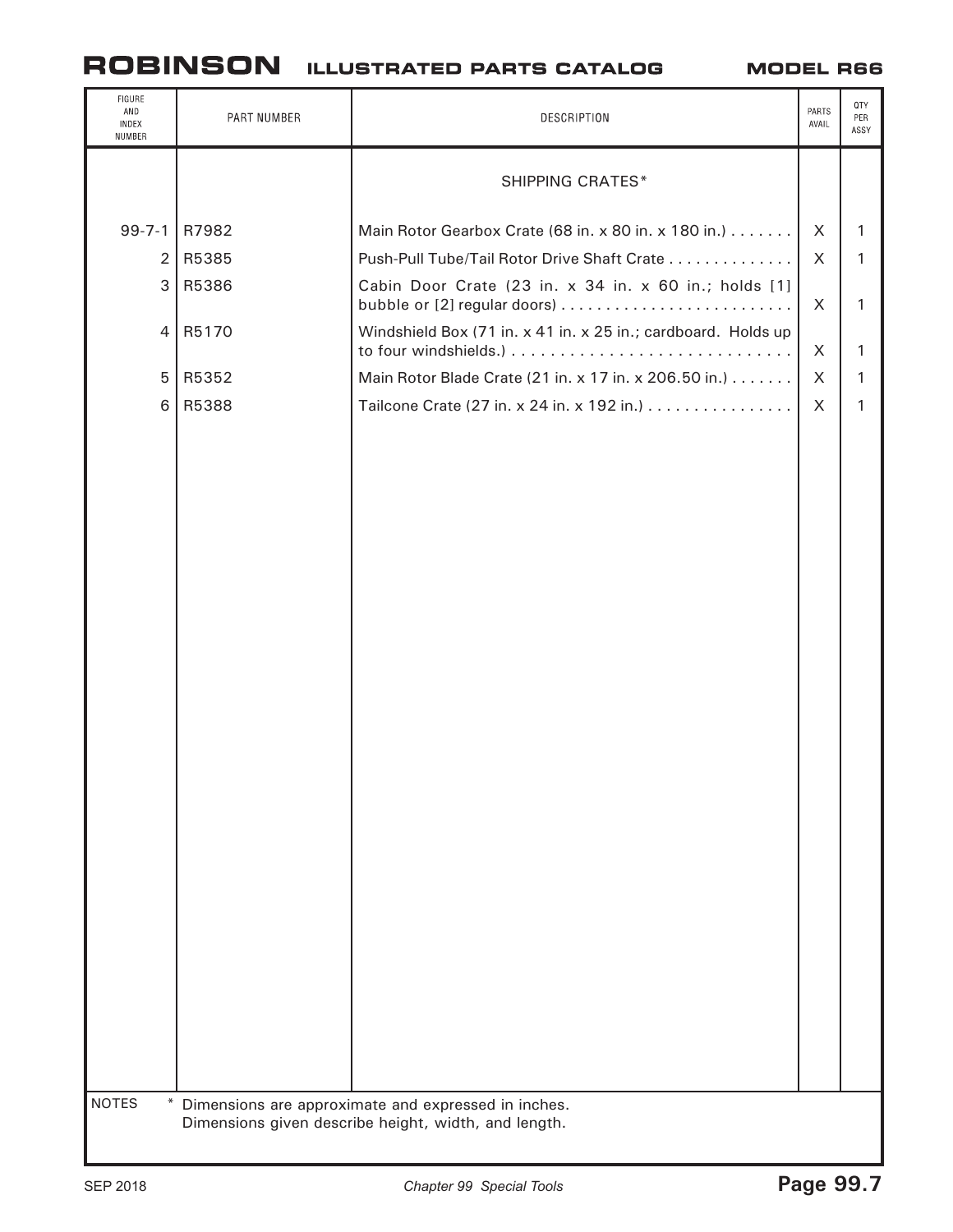| FIGURE AND INDEX NUMBER | PART NUMBER | DESCRIPTION | PARTS AVAIL | QTY PER ASSY |
|---|---|---|---|---|
| | | SHIPPING CRATES* | | |
| 99-7-1 | R7982 | Main Rotor Gearbox Crate (68 in. x 80 in. x 180 in.) . . . . . . . | X | 1 |
| 2 | R5385 | Push-Pull Tube/Tail Rotor Drive Shaft Crate . . . . . . . . . . . . . | X | 1 |
| 3 | R5386 | Cabin Door Crate (23 in. x 34 in. x 60 in.; holds [1] bubble or [2] regular doors) . . . . . . . . . . . . . . . . . . . . . . . . . | X | 1 |
| 4 | R5170 | Windshield Box (71 in. x 41 in. x 25 in.; cardboard. Holds up to four windshields.) . . . . . . . . . . . . . . . . . . . . . . . . . . . . | X | 1 |
| 5 | R5352 | Main Rotor Blade Crate (21 in. x 17 in. x 206.50 in.) . . . . . . . | X | 1 |
| 6 | R5388 | Tailcone Crate (27 in. x 24 in. x 192 in.) . . . . . . . . . . . . . . . . | X | 1 |

NOTES * Dimensions are approximate and expressed in inches.
Dimensions given describe height, width, and length.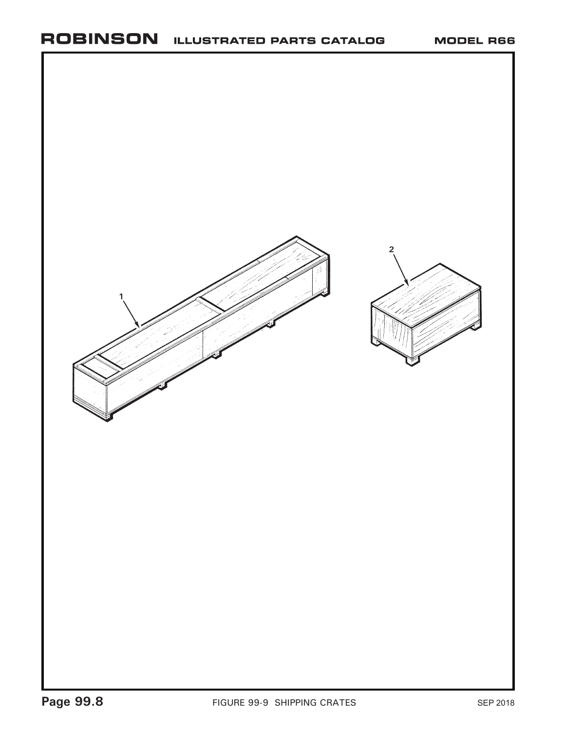1

2

FIGURE 99-9 SHIPPING CRATES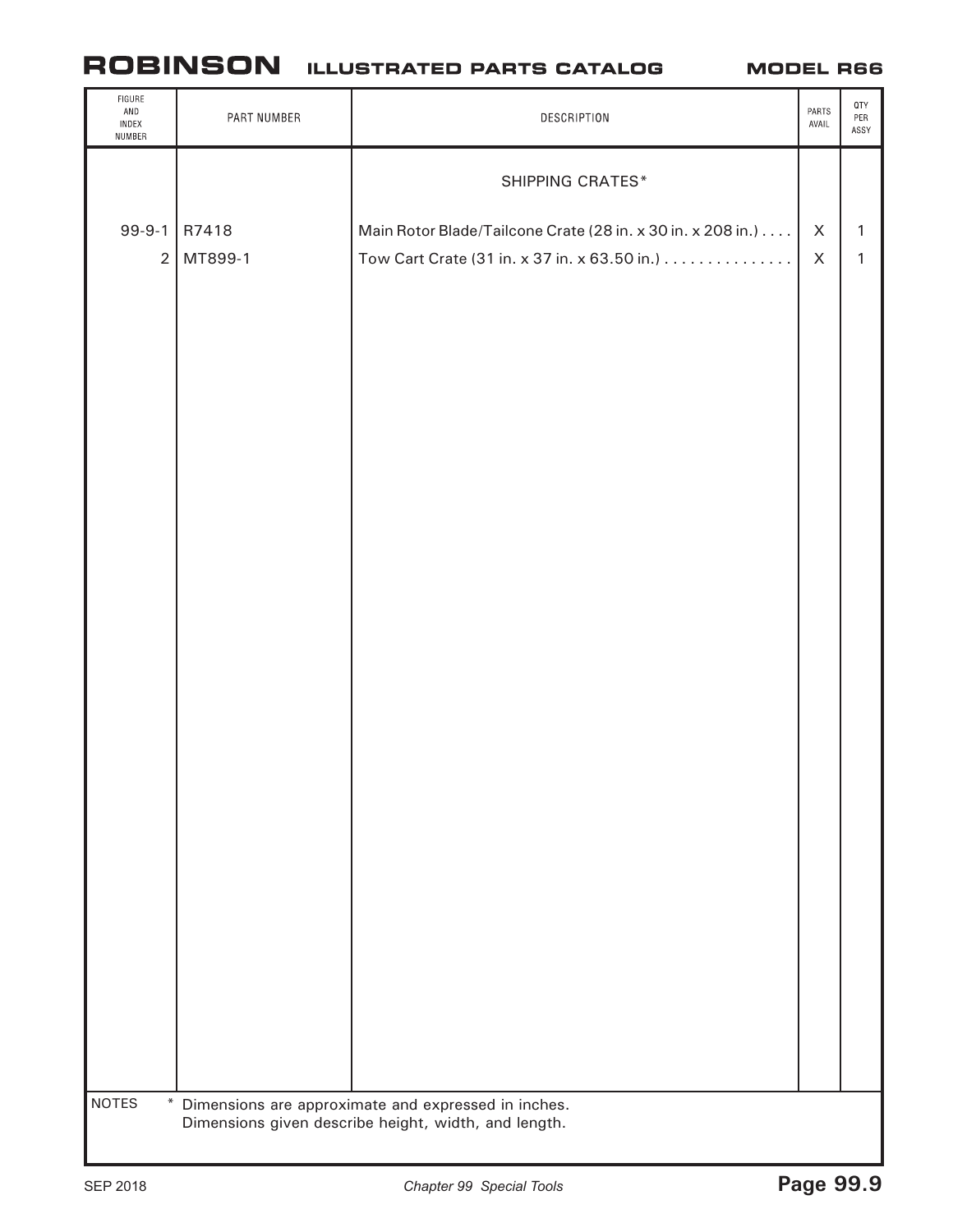| FIGURE AND INDEX NUMBER | PART NUMBER | DESCRIPTION | PARTS AVAIL | QTY PER ASSY |
|---|---|---|---|---|
| | | SHIPPING CRATES* | | |
| 99-9-1 | R7418 | Main Rotor Blade/Tailcone Crate (28 in. x 30 in. x 208 in.) . . . . | X | 1 |
| 2 | MT899-1 | Tow Cart Crate (31 in. x 37 in. x 63.50 in.) . . . . . . . . . . . . . . . | X | 1 |

NOTES * Dimensions are approximate and expressed in inches.
Dimensions given describe height, width, and length.